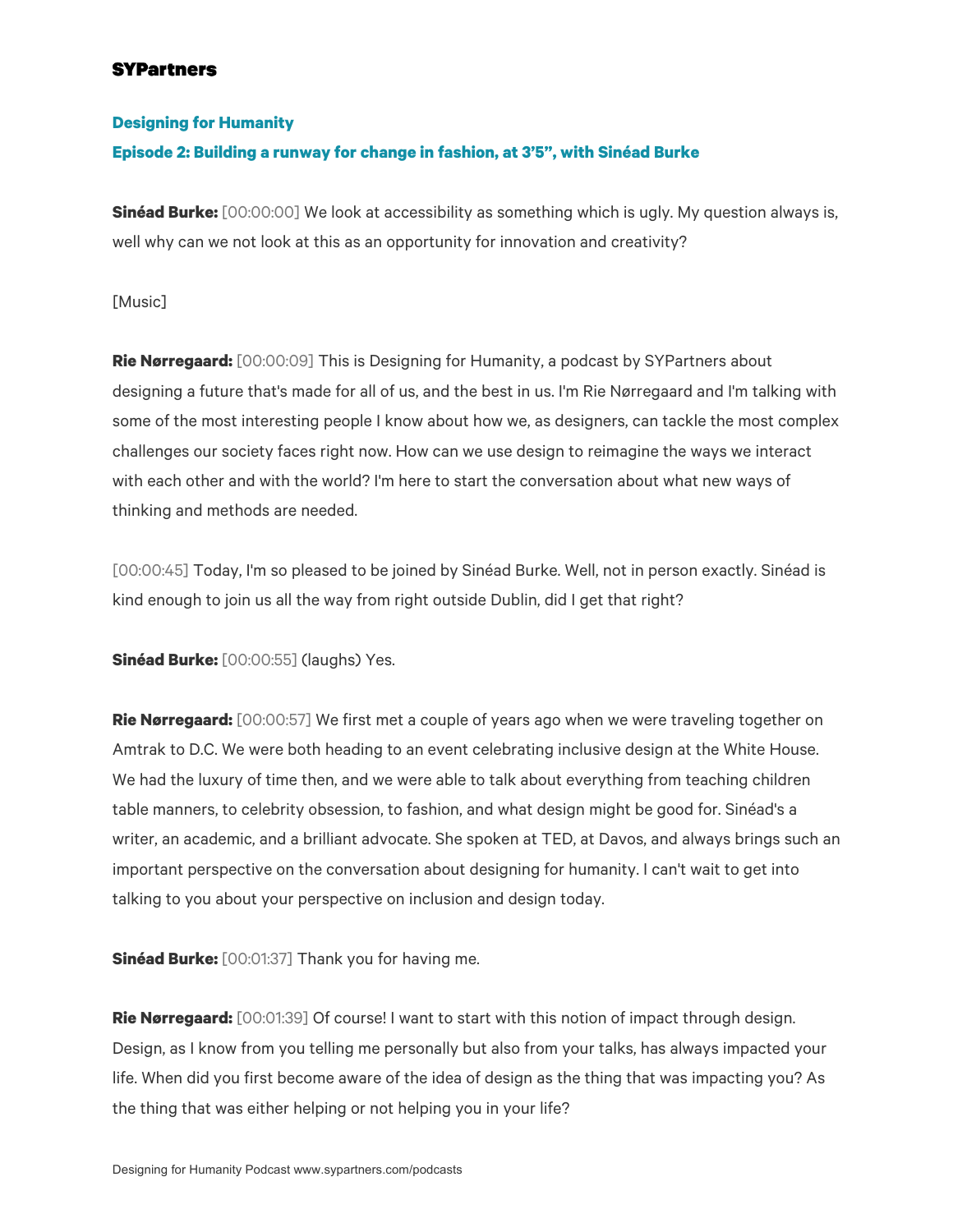**SYPartners**

## Designing for Humanity

### Episode 2: Building a runway for change in fashion, at 3'5", with Sinéad Burke

**Sinéad Burke:** [00:00:00] We look at accessibility as something which is ugly. My question always is, well why can we not look at this as an opportunity for innovation and creativity?

[Music]

**Rie Nørregaard:** [00:00:09] This is Designing for Humanity, a podcast by SYPartners about designing a future that's made for all of us, and the best in us. I'm Rie Nørregaard and I'm talking with some of the most interesting people I know about how we, as designers, can tackle the most complex challenges our society faces right now. How can we use design to reimagine the ways we interact with each other and with the world? I'm here to start the conversation about what new ways of thinking and methods are needed.

[00:00:45] Today, I'm so pleased to be joined by Sinéad Burke. Well, not in person exactly. Sinéad is kind enough to join us all the way from right outside Dublin, did I get that right?

**Sinéad Burke:** [00:00:55] (laughs) Yes.

**Rie Nørregaard:** [00:00:57] We first met a couple of years ago when we were traveling together on Amtrak to D.C. We were both heading to an event celebrating inclusive design at the White House. We had the luxury of time then, and we were able to talk about everything from teaching children table manners, to celebrity obsession, to fashion, and what design might be good for. Sinéad's a writer, an academic, and a brilliant advocate. She spoken at TED, at Davos, and always brings such an important perspective on the conversation about designing for humanity. I can't wait to get into talking to you about your perspective on inclusion and design today.

**Sinéad Burke:** [00:01:37] Thank you for having me.

**Rie Nørregaard:** [00:01:39] Of course! I want to start with this notion of impact through design. Design, as I know from you telling me personally but also from your talks, has always impacted your life. When did you first become aware of the idea of design as the thing that was impacting you? As the thing that was either helping or not helping you in your life?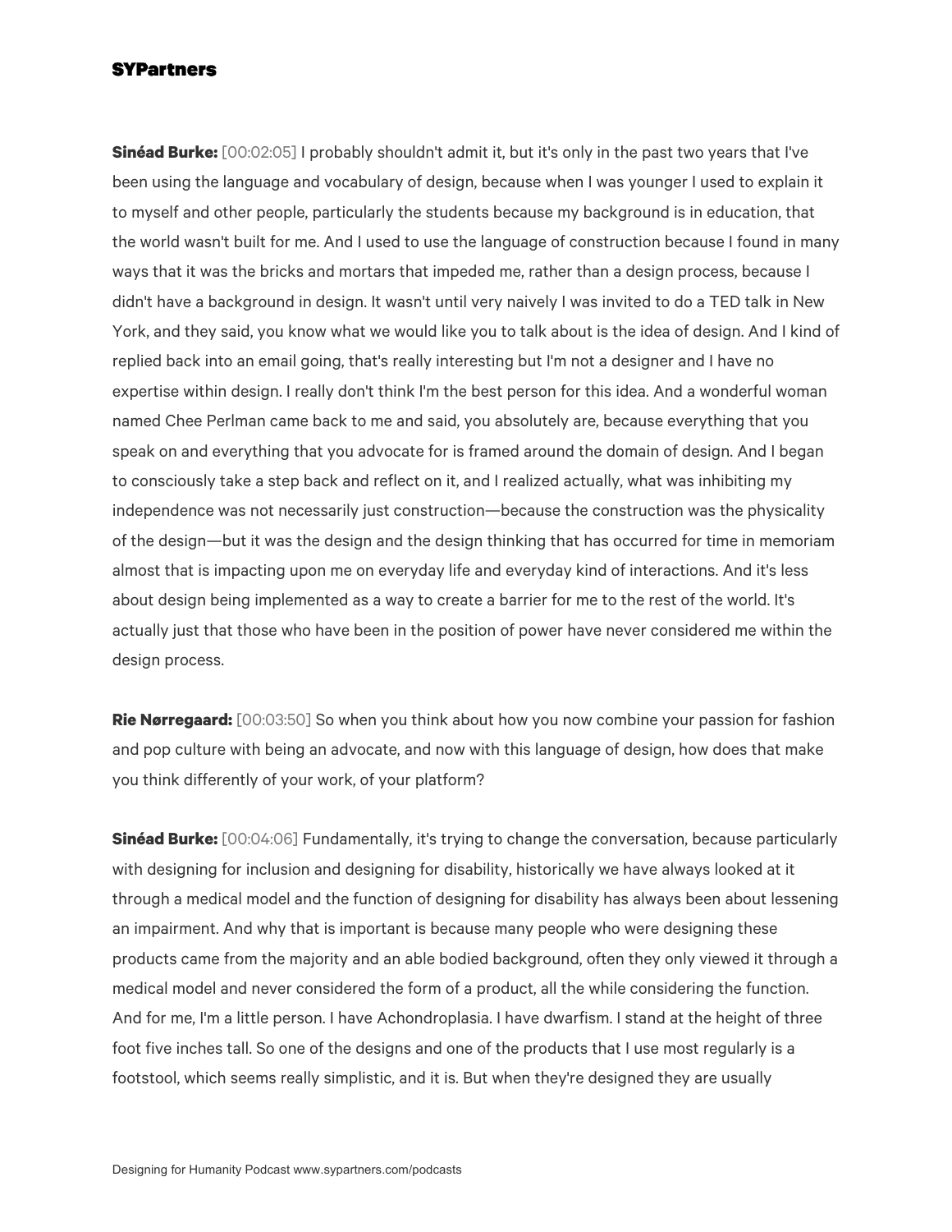**Sinéad Burke:** [00:02:05] I probably shouldn't admit it, but it's only in the past two years that I've been using the language and vocabulary of design, because when I was younger I used to explain it to myself and other people, particularly the students because my background is in education, that the world wasn't built for me. And I used to use the language of construction because I found in many ways that it was the bricks and mortars that impeded me, rather than a design process, because I didn't have a background in design. It wasn't until very naively I was invited to do a TED talk in New York, and they said, you know what we would like you to talk about is the idea of design. And I kind of replied back into an email going, that's really interesting but I'm not a designer and I have no expertise within design. I really don't think I'm the best person for this idea. And a wonderful woman named Chee Perlman came back to me and said, you absolutely are, because everything that you speak on and everything that you advocate for is framed around the domain of design. And I began to consciously take a step back and reflect on it, and I realized actually, what was inhibiting my independence was not necessarily just construction—because the construction was the physicality of the design—but it was the design and the design thinking that has occurred for time in memoriam almost that is impacting upon me on everyday life and everyday kind of interactions. And it's less about design being implemented as a way to create a barrier for me to the rest of the world. It's actually just that those who have been in the position of power have never considered me within the design process.

**Rie Nørregaard:** [00:03:50] So when you think about how you now combine your passion for fashion and pop culture with being an advocate, and now with this language of design, how does that make you think differently of your work, of your platform?

**Sinéad Burke:** [00:04:06] Fundamentally, it's trying to change the conversation, because particularly with designing for inclusion and designing for disability, historically we have always looked at it through a medical model and the function of designing for disability has always been about lessening an impairment. And why that is important is because many people who were designing these products came from the majority and an able bodied background, often they only viewed it through a medical model and never considered the form of a product, all the while considering the function. And for me, I'm a little person. I have Achondroplasia. I have dwarfism. I stand at the height of three foot five inches tall. So one of the designs and one of the products that I use most regularly is a footstool, which seems really simplistic, and it is. But when they're designed they are usually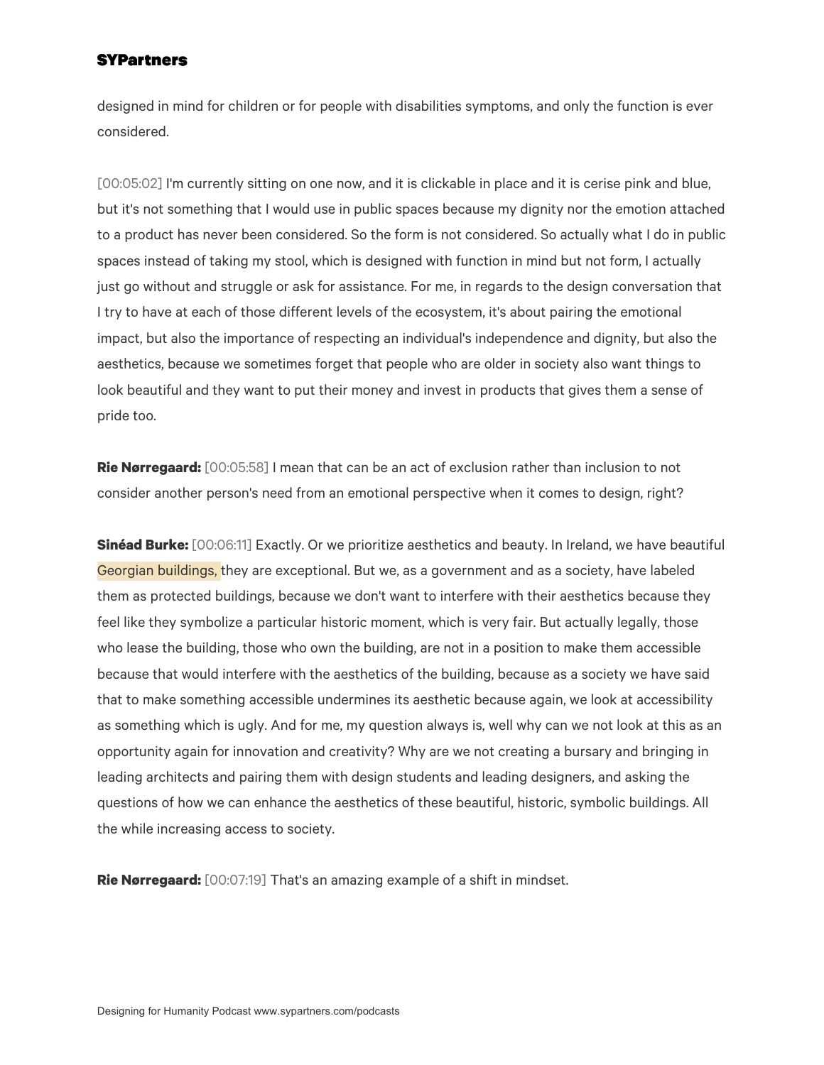designed in mind for children or for people with disabilities symptoms, and only the function is ever considered.

[00:05:02] I'm currently sitting on one now, and it is clickable in place and it is cerise pink and blue, but it's not something that I would use in public spaces because my dignity nor the emotion attached to a product has never been considered. So the form is not considered. So actually what I do in public spaces instead of taking my stool, which is designed with function in mind but not form, I actually just go without and struggle or ask for assistance. For me, in regards to the design conversation that I try to have at each of those different levels of the ecosystem, it's about pairing the emotional impact, but also the importance of respecting an individual's independence and dignity, but also the aesthetics, because we sometimes forget that people who are older in society also want things to look beautiful and they want to put their money and invest in products that gives them a sense of pride too.

**Rie Nørregaard:** [00:05:58] I mean that can be an act of exclusion rather than inclusion to not consider another person's need from an emotional perspective when it comes to design, right?

**Sinéad Burke:** [00:06:11] Exactly. Or we prioritize aesthetics and beauty. In Ireland, we have beautiful Georgian buildings, they are exceptional. But we, as a government and as a society, have labeled them as protected buildings, because we don't want to interfere with their aesthetics because they feel like they symbolize a particular historic moment, which is very fair. But actually legally, those who lease the building, those who own the building, are not in a position to make them accessible because that would interfere with the aesthetics of the building, because as a society we have said that to make something accessible undermines its aesthetic because again, we look at accessibility as something which is ugly. And for me, my question always is, well why can we not look at this as an opportunity again for innovation and creativity? Why are we not creating a bursary and bringing in leading architects and pairing them with design students and leading designers, and asking the questions of how we can enhance the aesthetics of these beautiful, historic, symbolic buildings. All the while increasing access to society.

**Rie Nørregaard:** [00:07:19] That's an amazing example of a shift in mindset.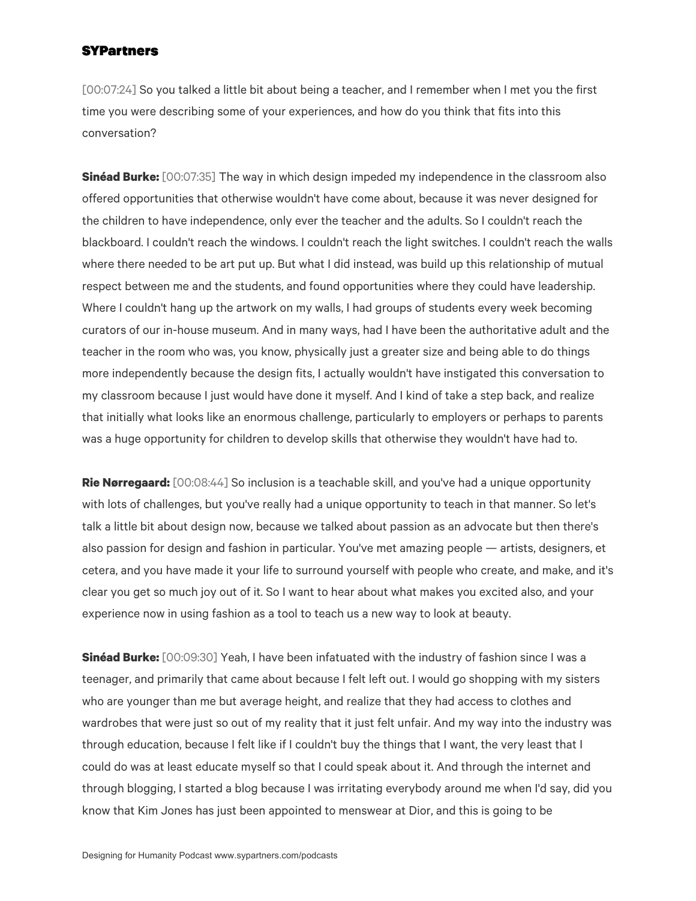[00:07:24] So you talked a little bit about being a teacher, and I remember when I met you the first time you were describing some of your experiences, and how do you think that fits into this conversation?

**Sinéad Burke:** [00:07:35] The way in which design impeded my independence in the classroom also offered opportunities that otherwise wouldn't have come about, because it was never designed for the children to have independence, only ever the teacher and the adults. So I couldn't reach the blackboard. I couldn't reach the windows. I couldn't reach the light switches. I couldn't reach the walls where there needed to be art put up. But what I did instead, was build up this relationship of mutual respect between me and the students, and found opportunities where they could have leadership. Where I couldn't hang up the artwork on my walls, I had groups of students every week becoming curators of our in-house museum. And in many ways, had I have been the authoritative adult and the teacher in the room who was, you know, physically just a greater size and being able to do things more independently because the design fits, I actually wouldn't have instigated this conversation to my classroom because I just would have done it myself. And I kind of take a step back, and realize that initially what looks like an enormous challenge, particularly to employers or perhaps to parents was a huge opportunity for children to develop skills that otherwise they wouldn't have had to.

**Rie Nørregaard:** [00:08:44] So inclusion is a teachable skill, and you've had a unique opportunity with lots of challenges, but you've really had a unique opportunity to teach in that manner. So let's talk a little bit about design now, because we talked about passion as an advocate but then there's also passion for design and fashion in particular. You've met amazing people — artists, designers, et cetera, and you have made it your life to surround yourself with people who create, and make, and it's clear you get so much joy out of it. So I want to hear about what makes you excited also, and your experience now in using fashion as a tool to teach us a new way to look at beauty.

**Sinéad Burke:** [00:09:30] Yeah, I have been infatuated with the industry of fashion since I was a teenager, and primarily that came about because I felt left out. I would go shopping with my sisters who are younger than me but average height, and realize that they had access to clothes and wardrobes that were just so out of my reality that it just felt unfair. And my way into the industry was through education, because I felt like if I couldn't buy the things that I want, the very least that I could do was at least educate myself so that I could speak about it. And through the internet and through blogging, I started a blog because I was irritating everybody around me when I'd say, did you know that Kim Jones has just been appointed to menswear at Dior, and this is going to be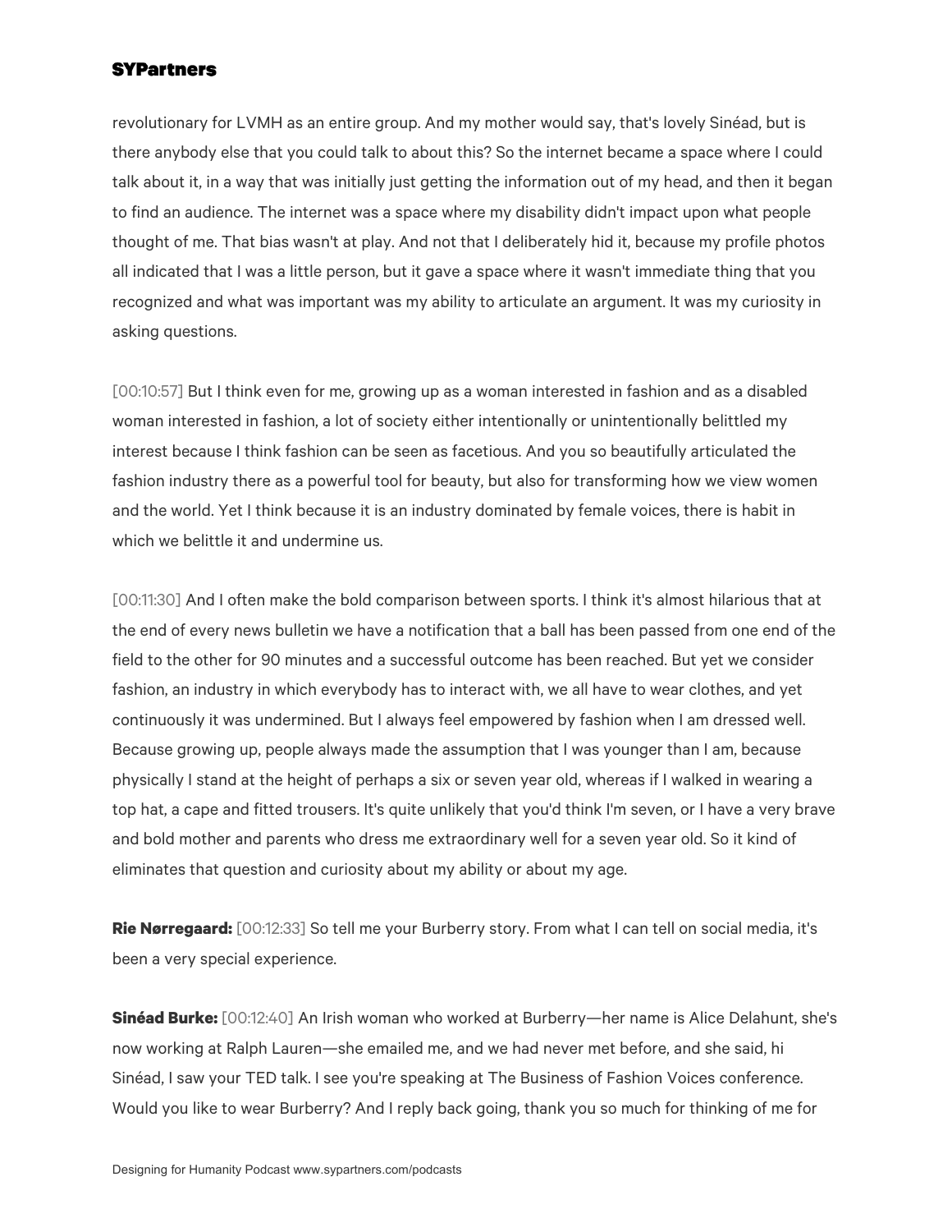revolutionary for LVMH as an entire group. And my mother would say, that's lovely Sinéad, but is there anybody else that you could talk to about this? So the internet became a space where I could talk about it, in a way that was initially just getting the information out of my head, and then it began to find an audience. The internet was a space where my disability didn't impact upon what people thought of me. That bias wasn't at play. And not that I deliberately hid it, because my profile photos all indicated that I was a little person, but it gave a space where it wasn't immediate thing that you recognized and what was important was my ability to articulate an argument. It was my curiosity in asking questions.

[00:10:57] But I think even for me, growing up as a woman interested in fashion and as a disabled woman interested in fashion, a lot of society either intentionally or unintentionally belittled my interest because I think fashion can be seen as facetious. And you so beautifully articulated the fashion industry there as a powerful tool for beauty, but also for transforming how we view women and the world. Yet I think because it is an industry dominated by female voices, there is habit in which we belittle it and undermine us.

[00:11:30] And I often make the bold comparison between sports. I think it's almost hilarious that at the end of every news bulletin we have a notification that a ball has been passed from one end of the field to the other for 90 minutes and a successful outcome has been reached. But yet we consider fashion, an industry in which everybody has to interact with, we all have to wear clothes, and yet continuously it was undermined. But I always feel empowered by fashion when I am dressed well. Because growing up, people always made the assumption that I was younger than I am, because physically I stand at the height of perhaps a six or seven year old, whereas if I walked in wearing a top hat, a cape and fitted trousers. It's quite unlikely that you'd think I'm seven, or I have a very brave and bold mother and parents who dress me extraordinary well for a seven year old. So it kind of eliminates that question and curiosity about my ability or about my age.

**Rie Nørregaard:** [00:12:33] So tell me your Burberry story. From what I can tell on social media, it's been a very special experience.

**Sinéad Burke:** [00:12:40] An Irish woman who worked at Burberry—her name is Alice Delahunt, she's now working at Ralph Lauren—she emailed me, and we had never met before, and she said, hi Sinéad, I saw your TED talk. I see you're speaking at The Business of Fashion Voices conference. Would you like to wear Burberry? And I reply back going, thank you so much for thinking of me for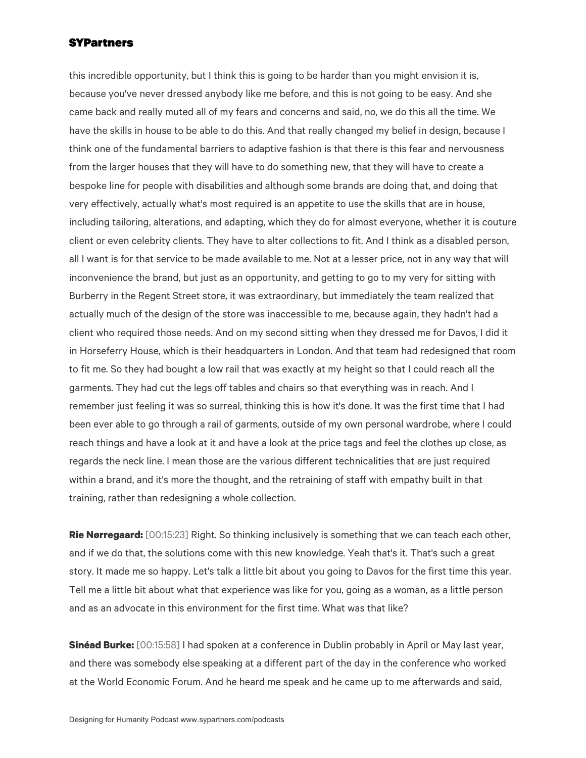this incredible opportunity, but I think this is going to be harder than you might envision it is, because you've never dressed anybody like me before, and this is not going to be easy. And she came back and really muted all of my fears and concerns and said, no, we do this all the time. We have the skills in house to be able to do this. And that really changed my belief in design, because I think one of the fundamental barriers to adaptive fashion is that there is this fear and nervousness from the larger houses that they will have to do something new, that they will have to create a bespoke line for people with disabilities and although some brands are doing that, and doing that very effectively, actually what's most required is an appetite to use the skills that are in house, including tailoring, alterations, and adapting, which they do for almost everyone, whether it is couture client or even celebrity clients. They have to alter collections to fit. And I think as a disabled person, all I want is for that service to be made available to me. Not at a lesser price, not in any way that will inconvenience the brand, but just as an opportunity, and getting to go to my very for sitting with Burberry in the Regent Street store, it was extraordinary, but immediately the team realized that actually much of the design of the store was inaccessible to me, because again, they hadn't had a client who required those needs. And on my second sitting when they dressed me for Davos, I did it in Horseferry House, which is their headquarters in London. And that team had redesigned that room to fit me. So they had bought a low rail that was exactly at my height so that I could reach all the garments. They had cut the legs off tables and chairs so that everything was in reach. And I remember just feeling it was so surreal, thinking this is how it's done. It was the first time that I had been ever able to go through a rail of garments, outside of my own personal wardrobe, where I could reach things and have a look at it and have a look at the price tags and feel the clothes up close, as regards the neck line. I mean those are the various different technicalities that are just required within a brand, and it's more the thought, and the retraining of staff with empathy built in that training, rather than redesigning a whole collection.

**Rie Nørregaard:** [00:15:23] Right. So thinking inclusively is something that we can teach each other, and if we do that, the solutions come with this new knowledge. Yeah that's it. That's such a great story. It made me so happy. Let's talk a little bit about you going to Davos for the first time this year. Tell me a little bit about what that experience was like for you, going as a woman, as a little person and as an advocate in this environment for the first time. What was that like?

**Sinéad Burke:** [00:15:58] I had spoken at a conference in Dublin probably in April or May last year, and there was somebody else speaking at a different part of the day in the conference who worked at the World Economic Forum. And he heard me speak and he came up to me afterwards and said,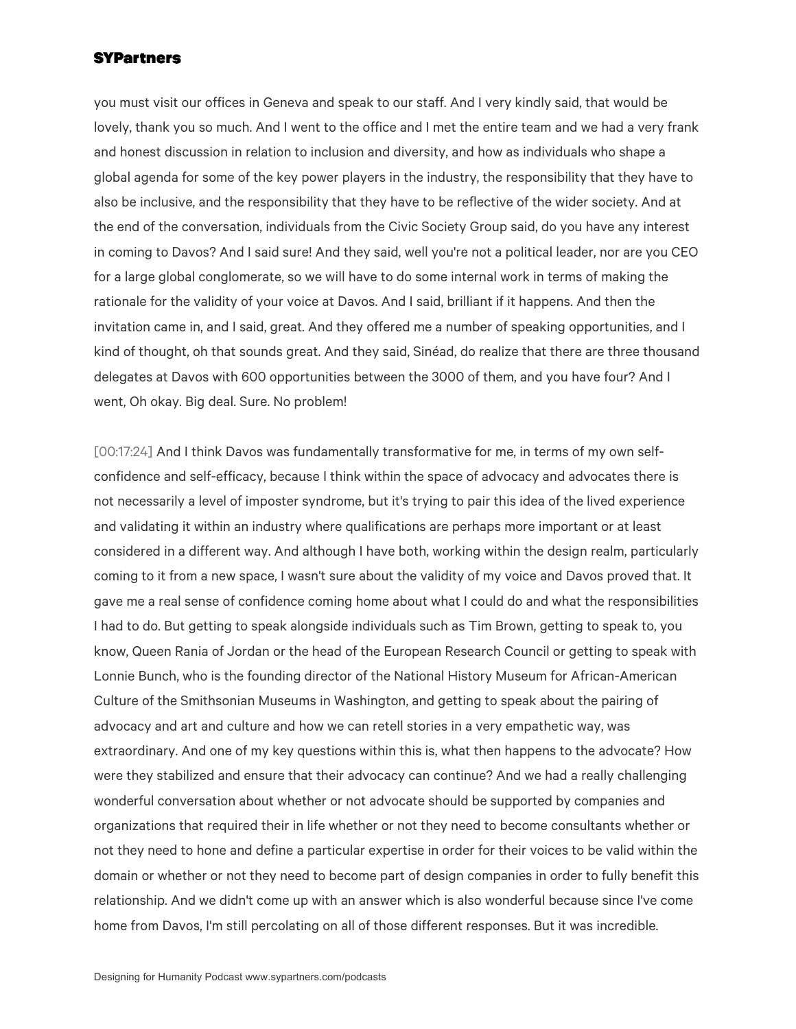you must visit our offices in Geneva and speak to our staff. And I very kindly said, that would be lovely, thank you so much. And I went to the office and I met the entire team and we had a very frank and honest discussion in relation to inclusion and diversity, and how as individuals who shape a global agenda for some of the key power players in the industry, the responsibility that they have to also be inclusive, and the responsibility that they have to be reflective of the wider society. And at the end of the conversation, individuals from the Civic Society Group said, do you have any interest in coming to Davos? And I said sure! And they said, well you're not a political leader, nor are you CEO for a large global conglomerate, so we will have to do some internal work in terms of making the rationale for the validity of your voice at Davos. And I said, brilliant if it happens. And then the invitation came in, and I said, great. And they offered me a number of speaking opportunities, and I kind of thought, oh that sounds great. And they said, Sinéad, do realize that there are three thousand delegates at Davos with 600 opportunities between the 3000 of them, and you have four? And I went, Oh okay. Big deal. Sure. No problem!

[00:17:24] And I think Davos was fundamentally transformative for me, in terms of my own self-confidence and self-efficacy, because I think within the space of advocacy and advocates there is not necessarily a level of imposter syndrome, but it's trying to pair this idea of the lived experience and validating it within an industry where qualifications are perhaps more important or at least considered in a different way. And although I have both, working within the design realm, particularly coming to it from a new space, I wasn't sure about the validity of my voice and Davos proved that. It gave me a real sense of confidence coming home about what I could do and what the responsibilities I had to do. But getting to speak alongside individuals such as Tim Brown, getting to speak to, you know, Queen Rania of Jordan or the head of the European Research Council or getting to speak with Lonnie Bunch, who is the founding director of the National History Museum for African-American Culture of the Smithsonian Museums in Washington, and getting to speak about the pairing of advocacy and art and culture and how we can retell stories in a very empathetic way, was extraordinary. And one of my key questions within this is, what then happens to the advocate? How were they stabilized and ensure that their advocacy can continue? And we had a really challenging wonderful conversation about whether or not advocate should be supported by companies and organizations that required their in life whether or not they need to become consultants whether or not they need to hone and define a particular expertise in order for their voices to be valid within the domain or whether or not they need to become part of design companies in order to fully benefit this relationship. And we didn't come up with an answer which is also wonderful because since I've come home from Davos, I'm still percolating on all of those different responses. But it was incredible.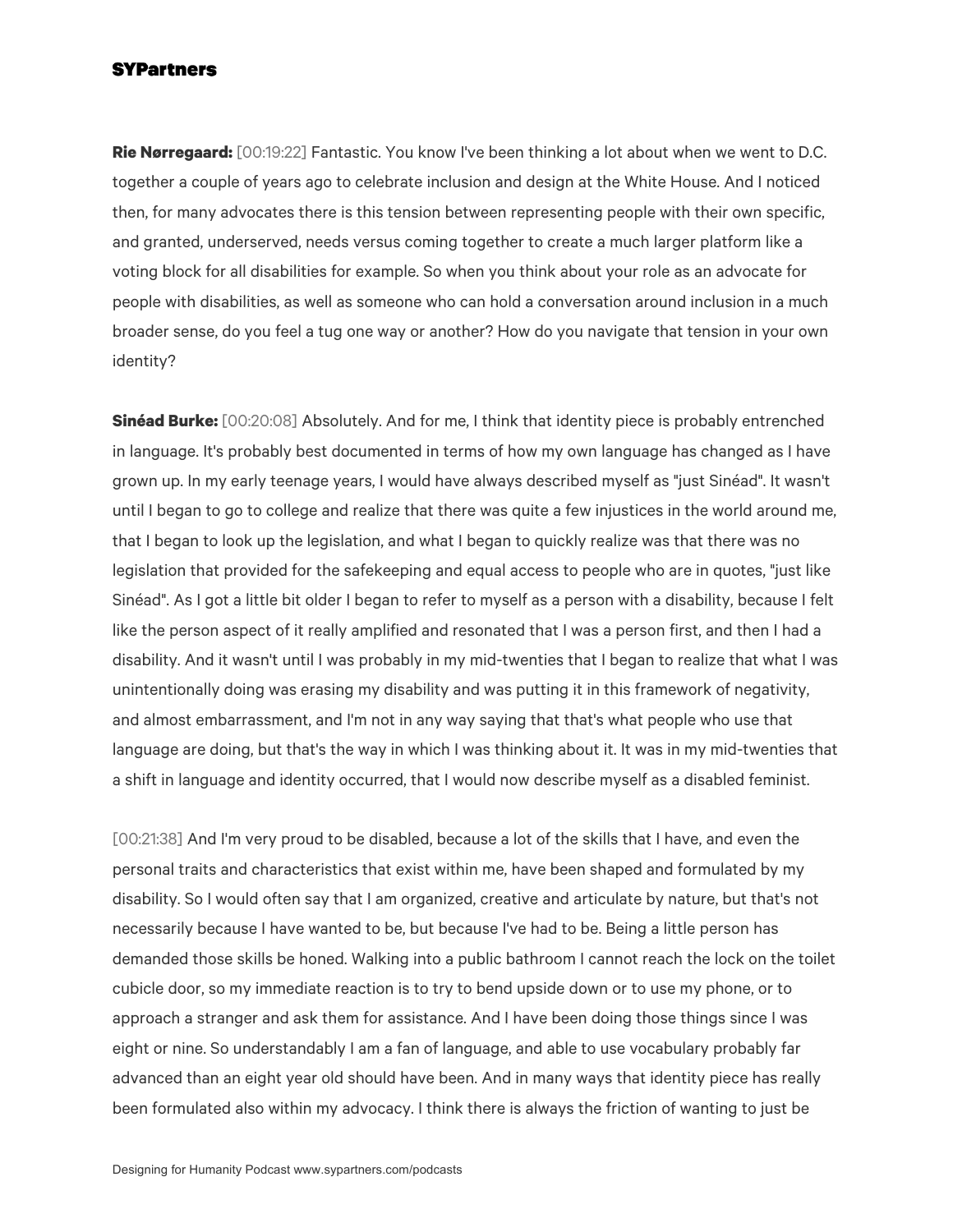**Rie Nørregaard:** [00:19:22] Fantastic. You know I've been thinking a lot about when we went to D.C. together a couple of years ago to celebrate inclusion and design at the White House. And I noticed then, for many advocates there is this tension between representing people with their own specific, and granted, underserved, needs versus coming together to create a much larger platform like a voting block for all disabilities for example. So when you think about your role as an advocate for people with disabilities, as well as someone who can hold a conversation around inclusion in a much broader sense, do you feel a tug one way or another? How do you navigate that tension in your own identity?

**Sinéad Burke:** [00:20:08] Absolutely. And for me, I think that identity piece is probably entrenched in language. It's probably best documented in terms of how my own language has changed as I have grown up. In my early teenage years, I would have always described myself as "just Sinéad". It wasn't until I began to go to college and realize that there was quite a few injustices in the world around me, that I began to look up the legislation, and what I began to quickly realize was that there was no legislation that provided for the safekeeping and equal access to people who are in quotes, "just like Sinéad". As I got a little bit older I began to refer to myself as a person with a disability, because I felt like the person aspect of it really amplified and resonated that I was a person first, and then I had a disability. And it wasn't until I was probably in my mid-twenties that I began to realize that what I was unintentionally doing was erasing my disability and was putting it in this framework of negativity, and almost embarrassment, and I'm not in any way saying that that's what people who use that language are doing, but that's the way in which I was thinking about it. It was in my mid-twenties that a shift in language and identity occurred, that I would now describe myself as a disabled feminist.

[00:21:38] And I'm very proud to be disabled, because a lot of the skills that I have, and even the personal traits and characteristics that exist within me, have been shaped and formulated by my disability. So I would often say that I am organized, creative and articulate by nature, but that's not necessarily because I have wanted to be, but because I've had to be. Being a little person has demanded those skills be honed. Walking into a public bathroom I cannot reach the lock on the toilet cubicle door, so my immediate reaction is to try to bend upside down or to use my phone, or to approach a stranger and ask them for assistance. And I have been doing those things since I was eight or nine. So understandably I am a fan of language, and able to use vocabulary probably far advanced than an eight year old should have been. And in many ways that identity piece has really been formulated also within my advocacy. I think there is always the friction of wanting to just be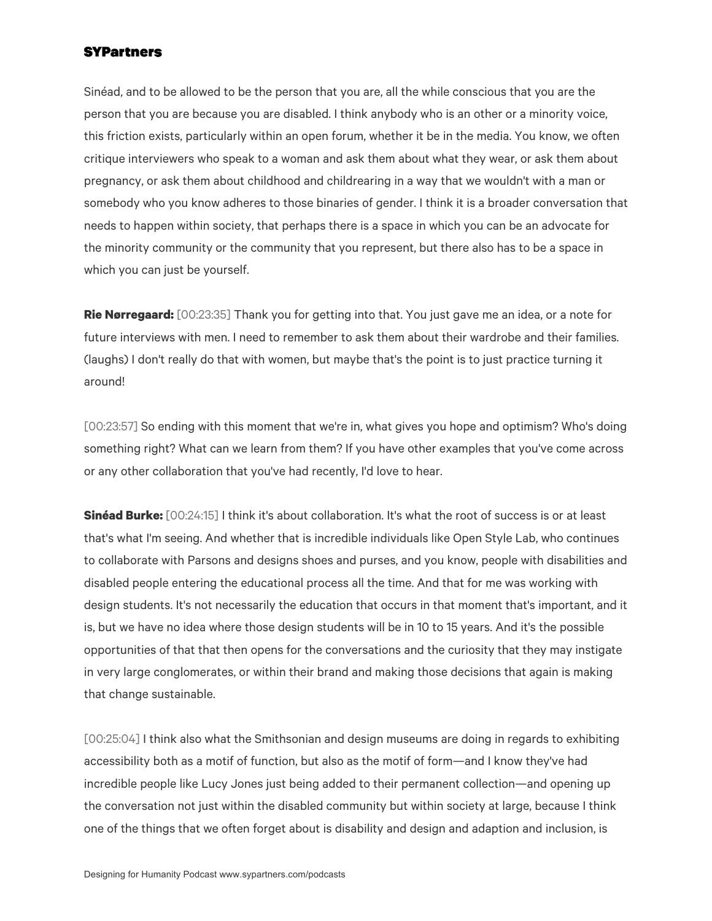Sinéad, and to be allowed to be the person that you are, all the while conscious that you are the person that you are because you are disabled. I think anybody who is an other or a minority voice, this friction exists, particularly within an open forum, whether it be in the media. You know, we often critique interviewers who speak to a woman and ask them about what they wear, or ask them about pregnancy, or ask them about childhood and childrearing in a way that we wouldn't with a man or somebody who you know adheres to those binaries of gender. I think it is a broader conversation that needs to happen within society, that perhaps there is a space in which you can be an advocate for the minority community or the community that you represent, but there also has to be a space in which you can just be yourself.

**Rie Nørregaard:** [00:23:35] Thank you for getting into that. You just gave me an idea, or a note for future interviews with men. I need to remember to ask them about their wardrobe and their families. (laughs) I don't really do that with women, but maybe that's the point is to just practice turning it around!

[00:23:57] So ending with this moment that we're in, what gives you hope and optimism? Who's doing something right? What can we learn from them? If you have other examples that you've come across or any other collaboration that you've had recently, I'd love to hear.

**Sinéad Burke:** [00:24:15] I think it's about collaboration. It's what the root of success is or at least that's what I'm seeing. And whether that is incredible individuals like Open Style Lab, who continues to collaborate with Parsons and designs shoes and purses, and you know, people with disabilities and disabled people entering the educational process all the time. And that for me was working with design students. It's not necessarily the education that occurs in that moment that's important, and it is, but we have no idea where those design students will be in 10 to 15 years. And it's the possible opportunities of that that then opens for the conversations and the curiosity that they may instigate in very large conglomerates, or within their brand and making those decisions that again is making that change sustainable.

[00:25:04] I think also what the Smithsonian and design museums are doing in regards to exhibiting accessibility both as a motif of function, but also as the motif of form—and I know they've had incredible people like Lucy Jones just being added to their permanent collection—and opening up the conversation not just within the disabled community but within society at large, because I think one of the things that we often forget about is disability and design and adaption and inclusion, is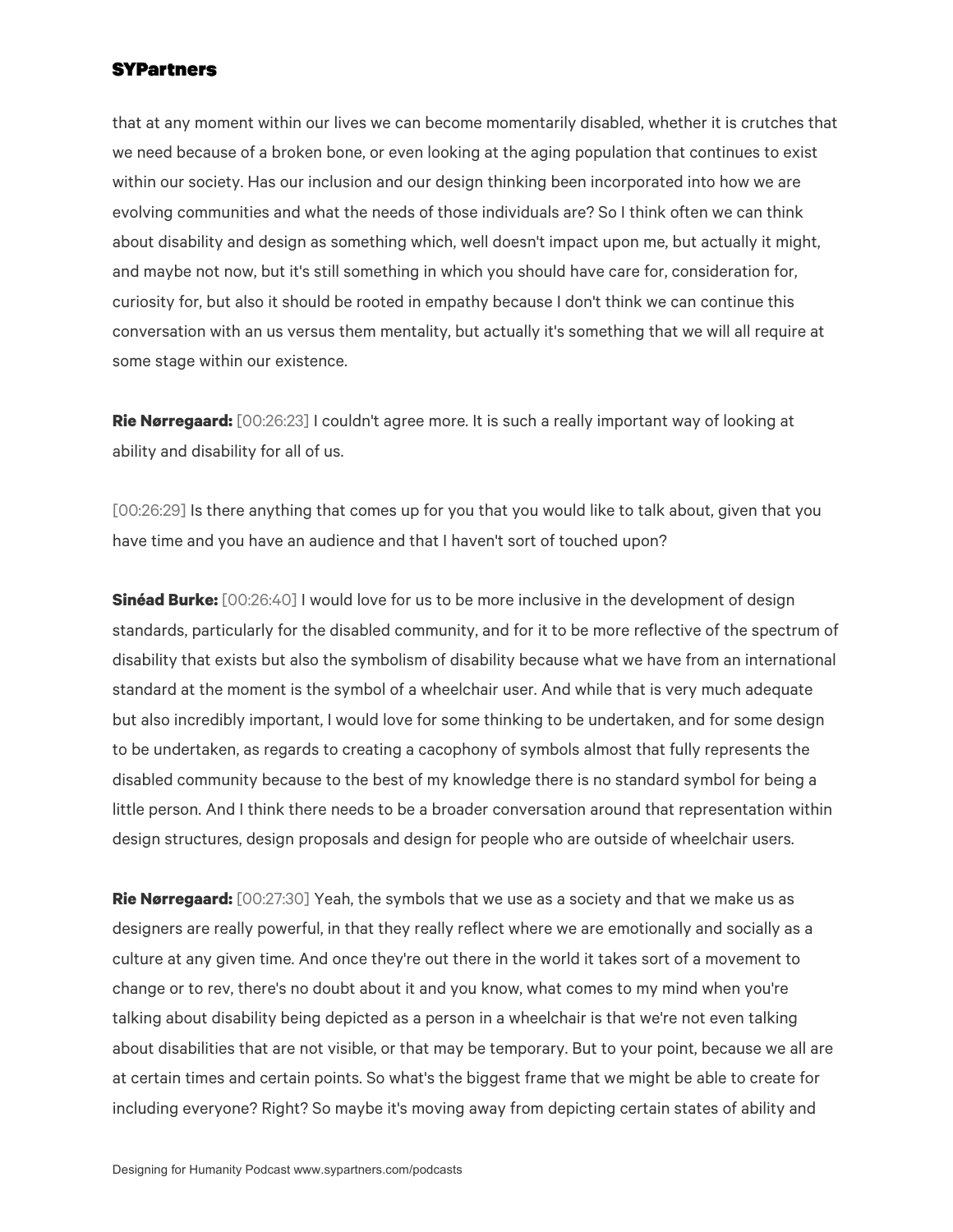that at any moment within our lives we can become momentarily disabled, whether it is crutches that we need because of a broken bone, or even looking at the aging population that continues to exist within our society. Has our inclusion and our design thinking been incorporated into how we are evolving communities and what the needs of those individuals are? So I think often we can think about disability and design as something which, well doesn't impact upon me, but actually it might, and maybe not now, but it's still something in which you should have care for, consideration for, curiosity for, but also it should be rooted in empathy because I don't think we can continue this conversation with an us versus them mentality, but actually it's something that we will all require at some stage within our existence.

**Rie Nørregaard:** [00:26:23] I couldn't agree more. It is such a really important way of looking at ability and disability for all of us.

[00:26:29] Is there anything that comes up for you that you would like to talk about, given that you have time and you have an audience and that I haven't sort of touched upon?

**Sinéad Burke:** [00:26:40] I would love for us to be more inclusive in the development of design standards, particularly for the disabled community, and for it to be more reflective of the spectrum of disability that exists but also the symbolism of disability because what we have from an international standard at the moment is the symbol of a wheelchair user. And while that is very much adequate but also incredibly important, I would love for some thinking to be undertaken, and for some design to be undertaken, as regards to creating a cacophony of symbols almost that fully represents the disabled community because to the best of my knowledge there is no standard symbol for being a little person. And I think there needs to be a broader conversation around that representation within design structures, design proposals and design for people who are outside of wheelchair users.

**Rie Nørregaard:** [00:27:30] Yeah, the symbols that we use as a society and that we make us as designers are really powerful, in that they really reflect where we are emotionally and socially as a culture at any given time. And once they're out there in the world it takes sort of a movement to change or to rev, there's no doubt about it and you know, what comes to my mind when you're talking about disability being depicted as a person in a wheelchair is that we're not even talking about disabilities that are not visible, or that may be temporary. But to your point, because we all are at certain times and certain points. So what's the biggest frame that we might be able to create for including everyone? Right? So maybe it's moving away from depicting certain states of ability and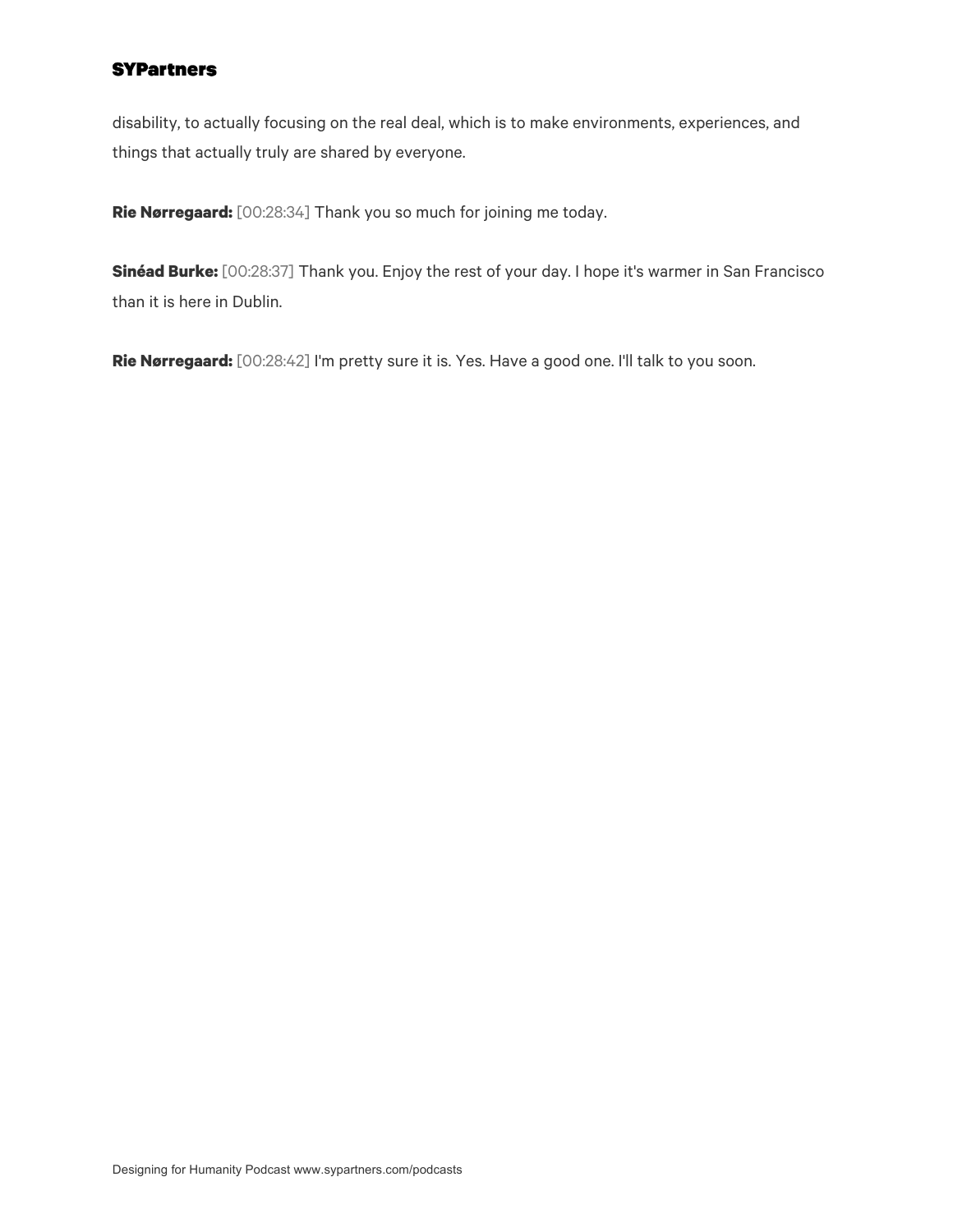disability, to actually focusing on the real deal, which is to make environments, experiences, and things that actually truly are shared by everyone.

**Rie Nørregaard:** [00:28:34] Thank you so much for joining me today.

**Sinéad Burke:** [00:28:37] Thank you. Enjoy the rest of your day. I hope it's warmer in San Francisco than it is here in Dublin.

**Rie Nørregaard:** [00:28:42] I'm pretty sure it is. Yes. Have a good one. I'll talk to you soon.